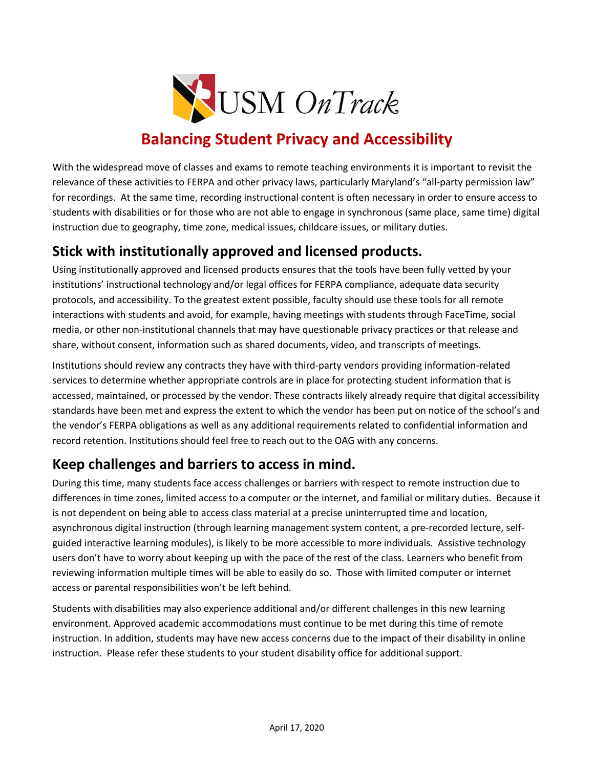USM *OnTrack*

# Balancing Student Privacy and Accessibility

With the widespread move of classes and exams to remote teaching environments it is important to revisit the relevance of these activities to FERPA and other privacy laws, particularly Maryland's "all-party permission law" for recordings. At the same time, recording instructional content is often necessary in order to ensure access to students with disabilities or for those who are not able to engage in synchronous (same place, same time) digital instruction due to geography, time zone, medical issues, childcare issues, or military duties.

## Stick with institutionally approved and licensed products.

Using institutionally approved and licensed products ensures that the tools have been fully vetted by your institutions' instructional technology and/or legal offices for FERPA compliance, adequate data security protocols, and accessibility. To the greatest extent possible, faculty should use these tools for all remote interactions with students and avoid, for example, having meetings with students through FaceTime, social media, or other non-institutional channels that may have questionable privacy practices or that release and share, without consent, information such as shared documents, video, and transcripts of meetings.

Institutions should review any contracts they have with third-party vendors providing information-related services to determine whether appropriate controls are in place for protecting student information that is accessed, maintained, or processed by the vendor. These contracts likely already require that digital accessibility standards have been met and express the extent to which the vendor has been put on notice of the school's and the vendor's FERPA obligations as well as any additional requirements related to confidential information and record retention. Institutions should feel free to reach out to the OAG with any concerns.

## Keep challenges and barriers to access in mind.

During this time, many students face access challenges or barriers with respect to remote instruction due to differences in time zones, limited access to a computer or the internet, and familial or military duties. Because it is not dependent on being able to access class material at a precise uninterrupted time and location, asynchronous digital instruction (through learning management system content, a pre-recorded lecture, self-guided interactive learning modules), is likely to be more accessible to more individuals. Assistive technology users don't have to worry about keeping up with the pace of the rest of the class. Learners who benefit from reviewing information multiple times will be able to easily do so. Those with limited computer or internet access or parental responsibilities won't be left behind.

Students with disabilities may also experience additional and/or different challenges in this new learning environment. Approved academic accommodations must continue to be met during this time of remote instruction. In addition, students may have new access concerns due to the impact of their disability in online instruction. Please refer these students to your student disability office for additional support.

April 17, 2020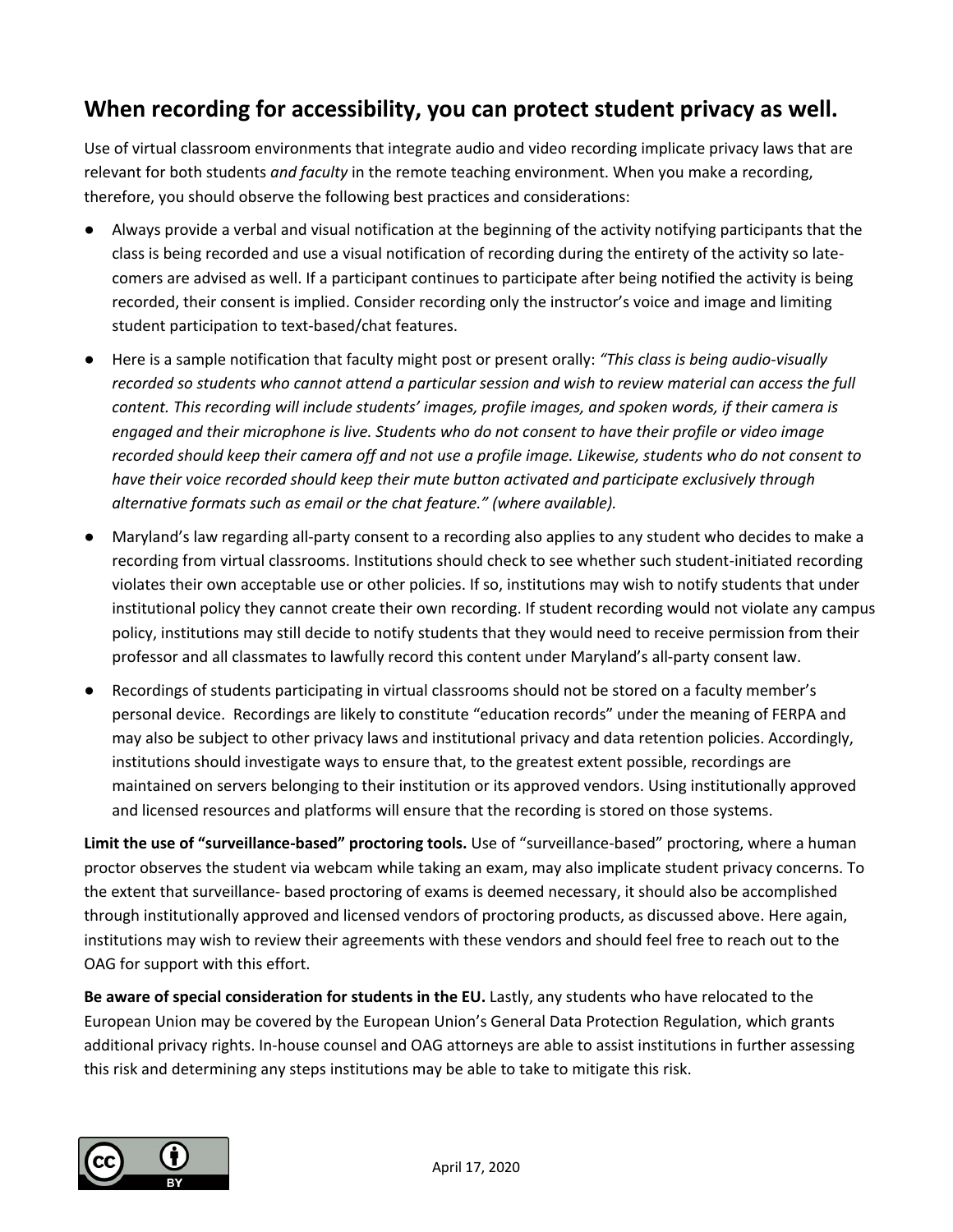## When recording for accessibility, you can protect student privacy as well.

Use of virtual classroom environments that integrate audio and video recording implicate privacy laws that are relevant for both students *and faculty* in the remote teaching environment. When you make a recording, therefore, you should observe the following best practices and considerations:

- Always provide a verbal and visual notification at the beginning of the activity notifying participants that the class is being recorded and use a visual notification of recording during the entirety of the activity so late-comers are advised as well. If a participant continues to participate after being notified the activity is being recorded, their consent is implied. Consider recording only the instructor's voice and image and limiting student participation to text-based/chat features.
- Here is a sample notification that faculty might post or present orally: *"This class is being audio-visually recorded so students who cannot attend a particular session and wish to review material can access the full content. This recording will include students' images, profile images, and spoken words, if their camera is engaged and their microphone is live. Students who do not consent to have their profile or video image recorded should keep their camera off and not use a profile image. Likewise, students who do not consent to have their voice recorded should keep their mute button activated and participate exclusively through alternative formats such as email or the chat feature." (where available).*
- Maryland's law regarding all-party consent to a recording also applies to any student who decides to make a recording from virtual classrooms. Institutions should check to see whether such student-initiated recording violates their own acceptable use or other policies. If so, institutions may wish to notify students that under institutional policy they cannot create their own recording. If student recording would not violate any campus policy, institutions may still decide to notify students that they would need to receive permission from their professor and all classmates to lawfully record this content under Maryland's all-party consent law.
- Recordings of students participating in virtual classrooms should not be stored on a faculty member's personal device. Recordings are likely to constitute "education records" under the meaning of FERPA and may also be subject to other privacy laws and institutional privacy and data retention policies. Accordingly, institutions should investigate ways to ensure that, to the greatest extent possible, recordings are maintained on servers belonging to their institution or its approved vendors. Using institutionally approved and licensed resources and platforms will ensure that the recording is stored on those systems.

**Limit the use of "surveillance-based" proctoring tools.** Use of "surveillance-based" proctoring, where a human proctor observes the student via webcam while taking an exam, may also implicate student privacy concerns. To the extent that surveillance- based proctoring of exams is deemed necessary, it should also be accomplished through institutionally approved and licensed vendors of proctoring products, as discussed above. Here again, institutions may wish to review their agreements with these vendors and should feel free to reach out to the OAG for support with this effort.

**Be aware of special consideration for students in the EU.** Lastly, any students who have relocated to the European Union may be covered by the European Union's General Data Protection Regulation, which grants additional privacy rights. In-house counsel and OAG attorneys are able to assist institutions in further assessing this risk and determining any steps institutions may be able to take to mitigate this risk.

April 17, 2020